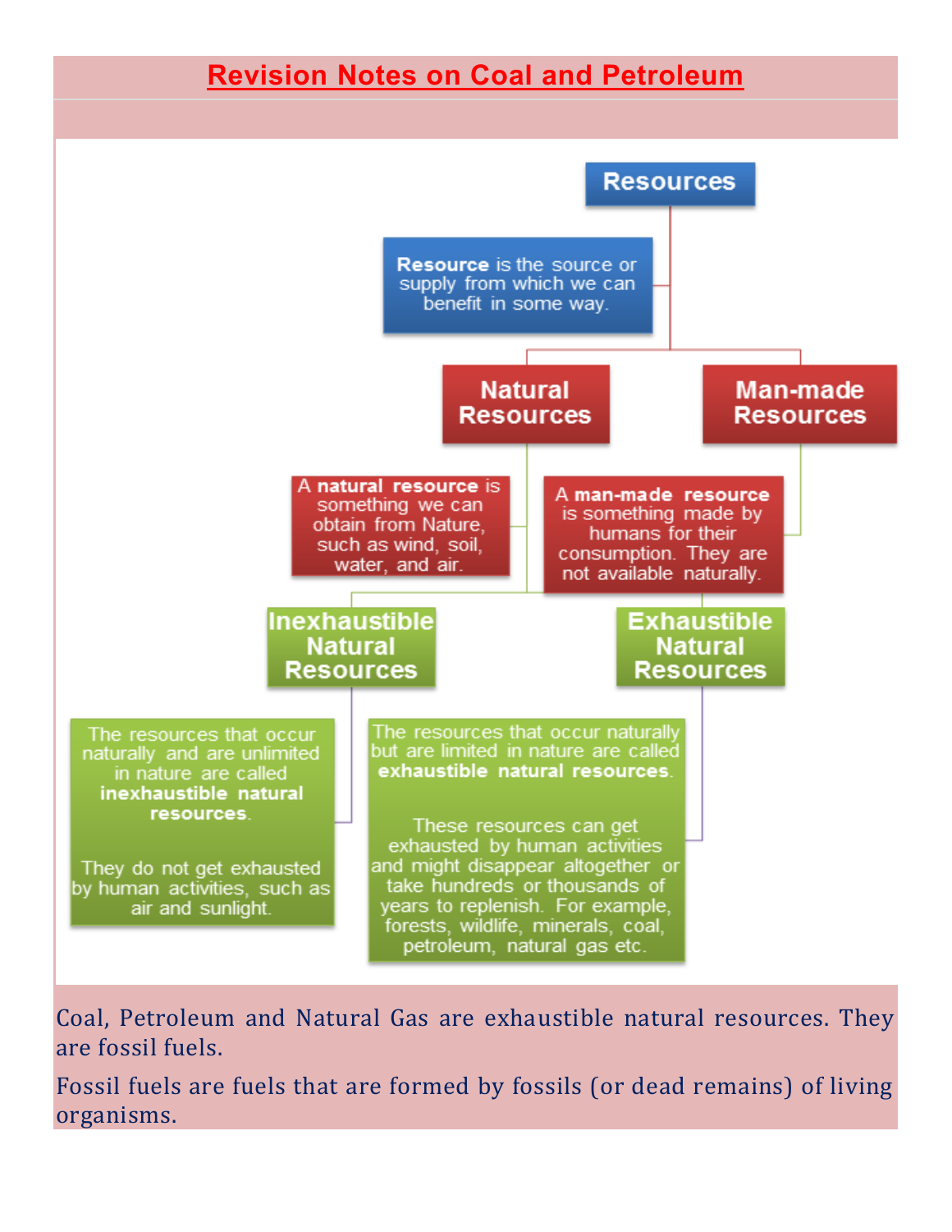# Revision Notes on Coal and Petroleum

**Resources**

**Resource** is the source or supply from which we can benefit in some way.

**Natural Resources**

A **natural resource** is something we can obtain from Nature, such as wind, soil, water, and air.

**Man-made Resources**

A **man-made resource** is something made by humans for their consumption. They are not available naturally.

**Inexhaustible Natural Resources**

The resources that occur naturally and are unlimited in nature are called **inexhaustible natural resources**.

They do not get exhausted by human activities, such as air and sunlight.

**Exhaustible Natural Resources**

The resources that occur naturally but are limited in nature are called **exhaustible natural resources**.

These resources can get exhausted by human activities and might disappear altogether or take hundreds or thousands of years to replenish. For example, forests, wildlife, minerals, coal, petroleum, natural gas etc.

Coal, Petroleum and Natural Gas are exhaustible natural resources. They are fossil fuels.

Fossil fuels are fuels that are formed by fossils (or dead remains) of living organisms.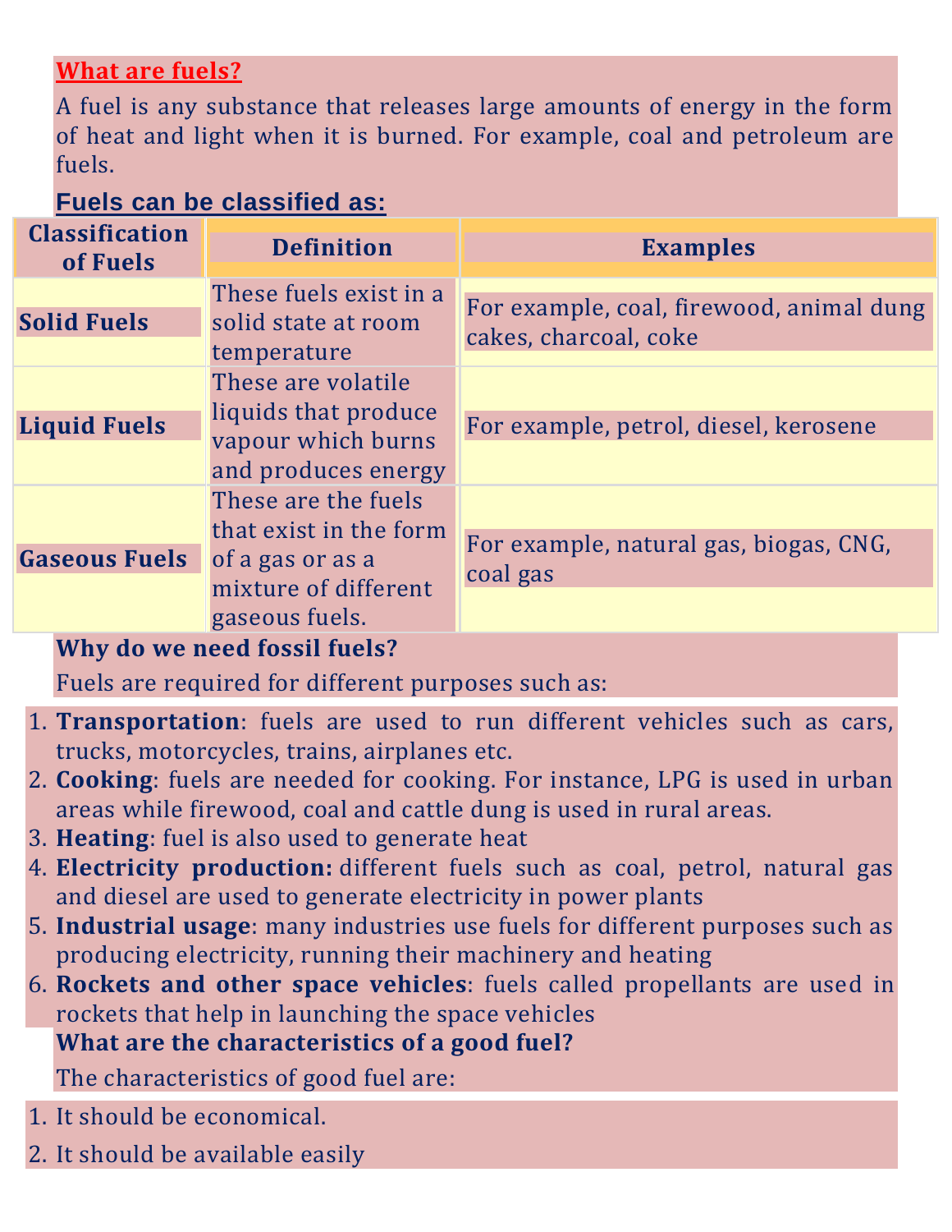## What are fuels?

A fuel is any substance that releases large amounts of energy in the form of heat and light when it is burned. For example, coal and petroleum are fuels.

### Fuels can be classified as:

| Classification of Fuels | Definition | Examples |
|---|---|---|
| **Solid Fuels** | These fuels exist in a solid state at room temperature | For example, coal, firewood, animal dung cakes, charcoal, coke |
| **Liquid Fuels** | These are volatile liquids that produce vapour which burns and produces energy | For example, petrol, diesel, kerosene |
| **Gaseous Fuels** | These are the fuels that exist in the form of a gas or as a mixture of different gaseous fuels. | For example, natural gas, biogas, CNG, coal gas |

### Why do we need fossil fuels?

Fuels are required for different purposes such as:

1. **Transportation**: fuels are used to run different vehicles such as cars, trucks, motorcycles, trains, airplanes etc.
2. **Cooking**: fuels are needed for cooking. For instance, LPG is used in urban areas while firewood, coal and cattle dung is used in rural areas.
3. **Heating**: fuel is also used to generate heat
4. **Electricity production:** different fuels such as coal, petrol, natural gas and diesel are used to generate electricity in power plants
5. **Industrial usage**: many industries use fuels for different purposes such as producing electricity, running their machinery and heating
6. **Rockets and other space vehicles**: fuels called propellants are used in rockets that help in launching the space vehicles

### What are the characteristics of a good fuel?

The characteristics of good fuel are:

1. It should be economical.
2. It should be available easily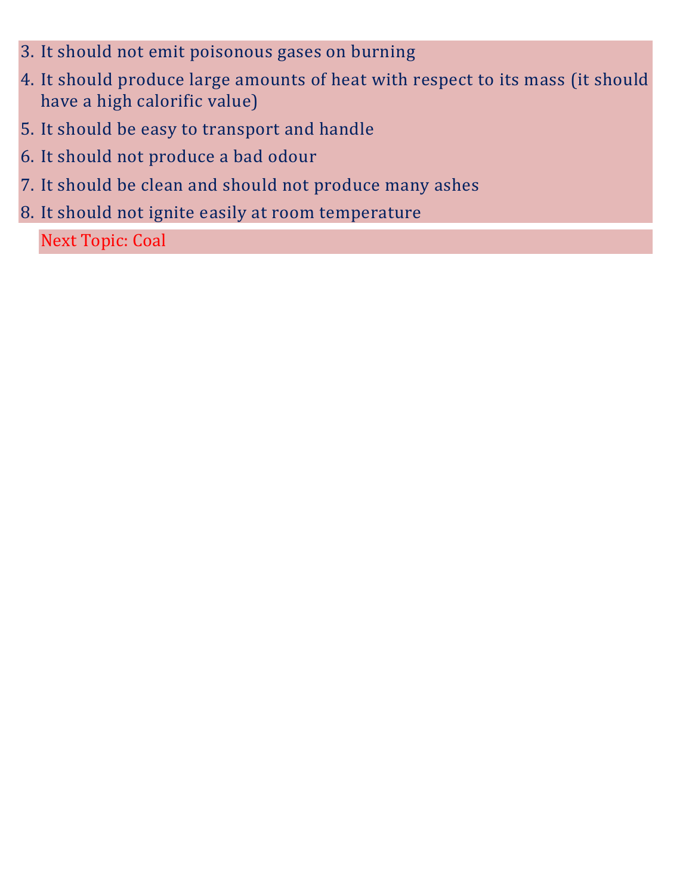3. It should not emit poisonous gases on burning
4. It should produce large amounts of heat with respect to its mass (it should have a high calorific value)
5. It should be easy to transport and handle
6. It should not produce a bad odour
7. It should be clean and should not produce many ashes
8. It should not ignite easily at room temperature

Next Topic: Coal